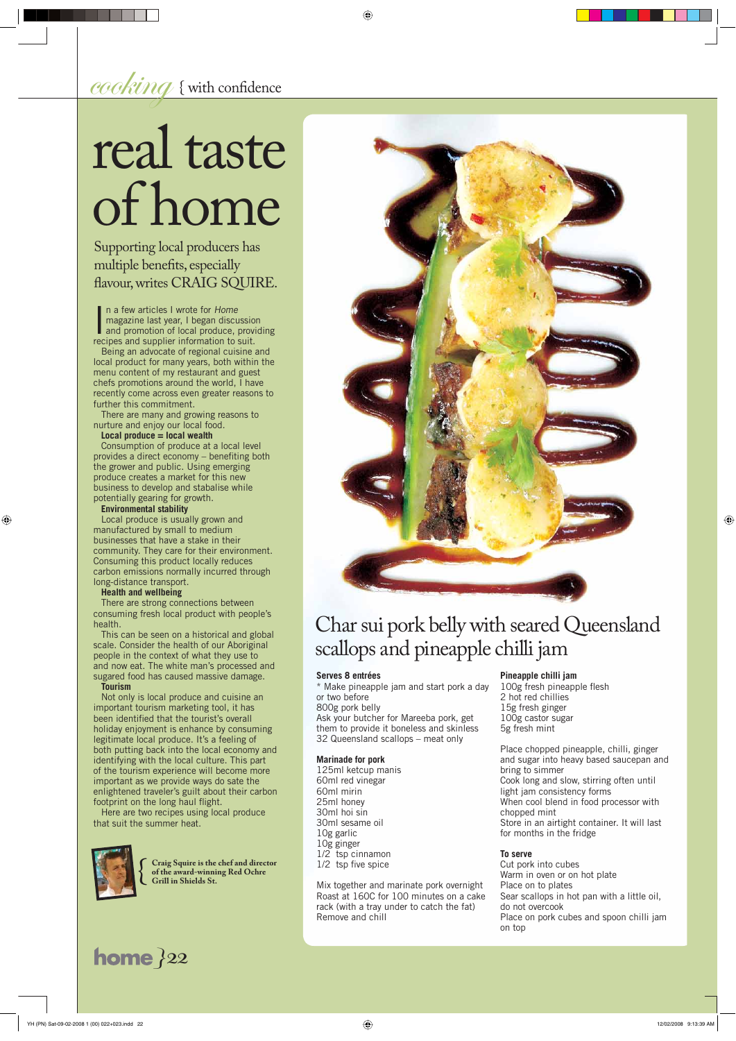*cooking* { with confidence

# real taste of home

Supporting local producers has multiple benefits, especially flavour, writes CRAIG SQUIRE.

In a few articles I wrote for *Home* magazine last year, I began discussion and promotion of local produce, providing recipes and supplier information to suit.

Being an advocate of regional cuisine and local product for many years, both within the menu content of my restaurant and guest chefs promotions around the world, I have recently come across even greater reasons to further this commitment.

There are many and growing reasons to nurture and enjoy our local food.

**Local produce = local wealth**

Consumption of produce at a local level provides a direct economy – benefiting both the grower and public. Using emerging produce creates a market for this new business to develop and stabalise while potentially gearing for growth.

**Environmental stability**

Local produce is usually grown and manufactured by small to medium businesses that have a stake in their community. They care for their environment. Consuming this product locally reduces carbon emissions normally incurred through long-distance transport.

**Health and wellbeing**

There are strong connections between consuming fresh local product with people's health.

This can be seen on a historical and global scale. Consider the health of our Aboriginal people in the context of what they use to and now eat. The white man's processed and sugared food has caused massive damage.

**Tourism**

Not only is local produce and cuisine an important tourism marketing tool, it has been identified that the tourist's overall holiday enjoyment is enhance by consuming legitimate local produce. It's a feeling of both putting back into the local economy and identifying with the local culture. This part of the tourism experience will become more important as we provide ways do sate the enlightened traveler's guilt about their carbon footprint on the long haul flight.

Here are two recipes using local produce that suit the summer heat.

{ Craig Squire is the chef and director of the award-winning Red Ochre Grill in Shields St.

## Char sui pork belly with seared Queensland scallops and pineapple chilli jam

**Serves 8 entrées**

* Make pineapple jam and start pork a day or two before

800g pork belly

Ask your butcher for Mareeba pork, get them to provide it boneless and skinless

32 Queensland scallops – meat only

**Marinade for pork**

125ml ketcup manis
60ml red vinegar
60ml mirin
25ml honey
30ml hoi sin
30ml sesame oil
10g garlic
10g ginger
1/2 tsp cinnamon
1/2 tsp five spice

Mix together and marinate pork overnight
Roast at 160C for 100 minutes on a cake rack (with a tray under to catch the fat)
Remove and chill

**Pineapple chilli jam**

100g fresh pineapple flesh
2 hot red chillies
15g fresh ginger
100g castor sugar
5g fresh mint

Place chopped pineapple, chilli, ginger and sugar into heavy based saucepan and bring to simmer
Cook long and slow, stirring often until light jam consistency forms
When cool blend in food processor with chopped mint
Store in an airtight container. It will last for months in the fridge

**To serve**

Cut pork into cubes
Warm in oven or on hot plate
Place on to plates
Sear scallops in hot pan with a little oil, do not overcook
Place on pork cubes and spoon chilli jam on top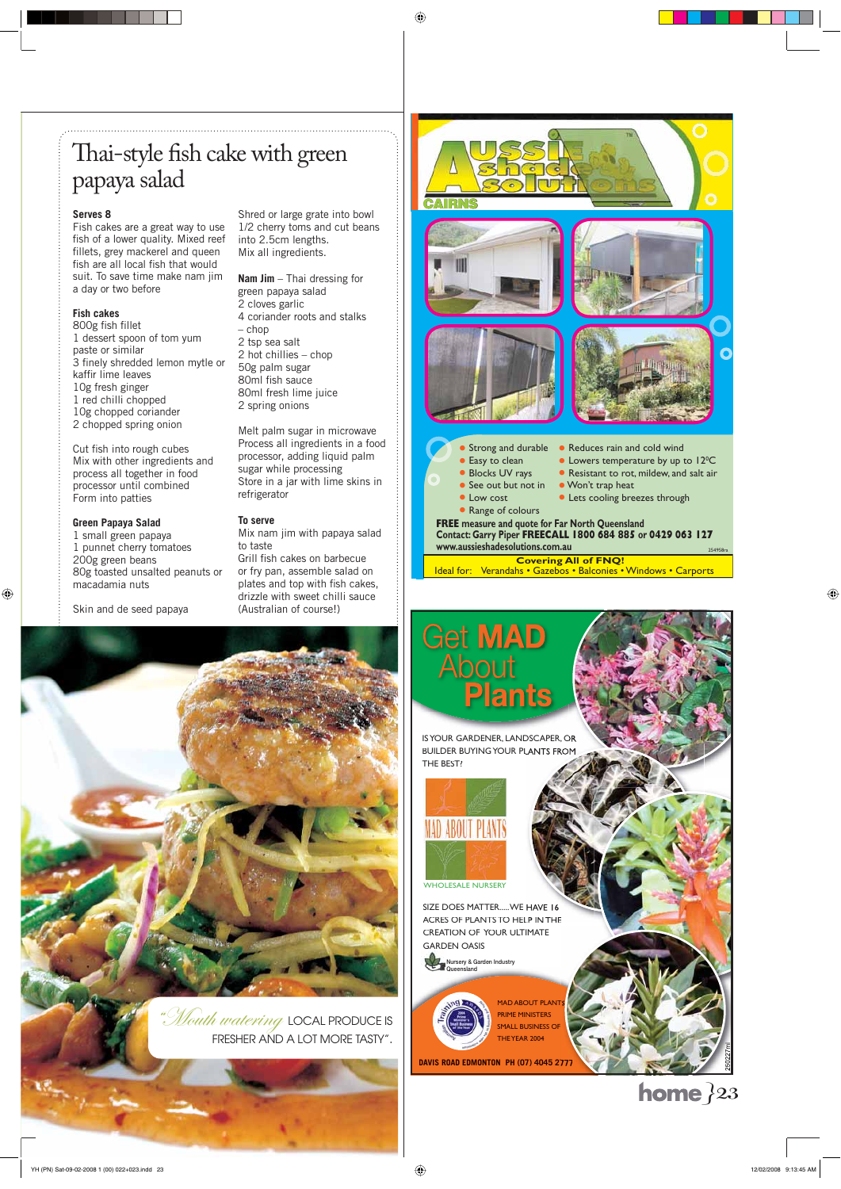# Thai-style fish cake with green papaya salad

**Serves 8**
Fish cakes are a great way to use fish of a lower quality. Mixed reef fillets, grey mackerel and queen fish are all local fish that would suit. To save time make nam jim a day or two before

**Fish cakes**
800g fish fillet
1 dessert spoon of tom yum paste or similar
3 finely shredded lemon mytle or kaffir lime leaves
10g fresh ginger
1 red chilli chopped
10g chopped coriander
2 chopped spring onion

Cut fish into rough cubes
Mix with other ingredients and process all together in food processor until combined
Form into patties

**Green Papaya Salad**
1 small green papaya
1 punnet cherry tomatoes
200g green beans
80g toasted unsalted peanuts or macadamia nuts

Skin and de seed papaya
Shred or large grate into bowl
1/2 cherry toms and cut beans into 2.5cm lengths.
Mix all ingredients.

**Nam Jim** – Thai dressing for green papaya salad
2 cloves garlic
4 coriander roots and stalks – chop
2 tsp sea salt
2 hot chillies – chop
50g palm sugar
80ml fish sauce
80ml fresh lime juice
2 spring onions

Melt palm sugar in microwave
Process all ingredients in a food processor, adding liquid palm sugar while processing
Store in a jar with lime skins in refrigerator

**To serve**
Mix nam jim with papaya salad to taste
Grill fish cakes on barbecue or fry pan, assemble salad on plates and top with fish cakes, drizzle with sweet chilli sauce (Australian of course!)

*"Mouth watering* LOCAL PRODUCE IS FRESHER AND A LOT MORE TASTY".

---

**Aussie Shade Solutions CAIRNS**

- Strong and durable
- Easy to clean
- Blocks UV rays
- See out but not in
- Low cost
- Range of colours
- Reduces rain and cold wind
- Lowers temperature by up to 12°C
- Resistant to rot, mildew, and salt air
- Won't trap heat
- Lets cooling breezes through

**FREE** measure and quote for Far North Queensland
Contact: Garry Piper **FREECALL 1800 684 885** or **0429 063 127**
www.aussieshadesolutions.com.au

**Covering All of FNQ!**
Ideal for: Verandahs • Gazebos • Balconies • Windows • Carports

---

**Get MAD About Plants**

IS YOUR GARDENER, LANDSCAPER, OR BUILDER BUYING YOUR PLANTS FROM THE BEST?

MAD ABOUT PLANTS
WHOLESALE NURSERY

SIZE DOES MATTER.....WE HAVE 16 ACRES OF PLANTS TO HELP IN THE CREATION OF YOUR ULTIMATE GARDEN OASIS

Nursery & Garden Industry Queensland

MAD ABOUT PLANTS PRIME MINISTERS SMALL BUSINESS OF THE YEAR 2004

DAVIS ROAD EDMONTON PH (07) 4045 2777